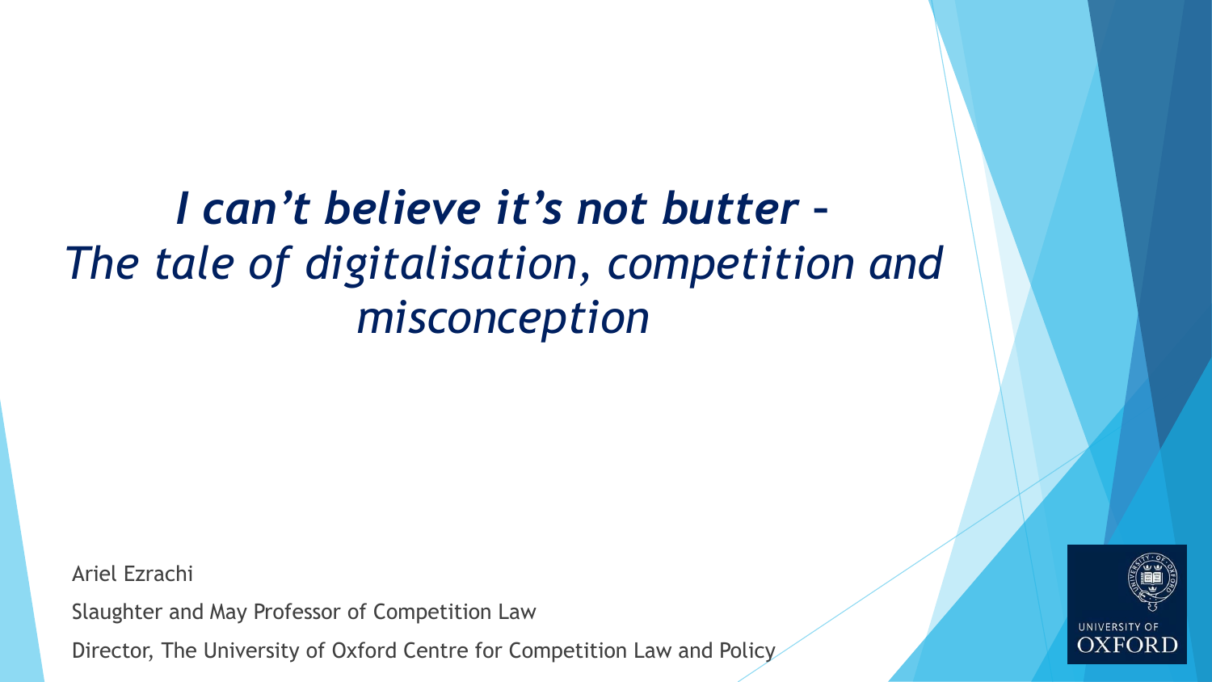# *I can't believe it's not butter – The tale of digitalisation, competition and misconception*

Ariel Ezrachi

Slaughter and May Professor of Competition Law

Director, The University of Oxford Centre for Competition Law and Policy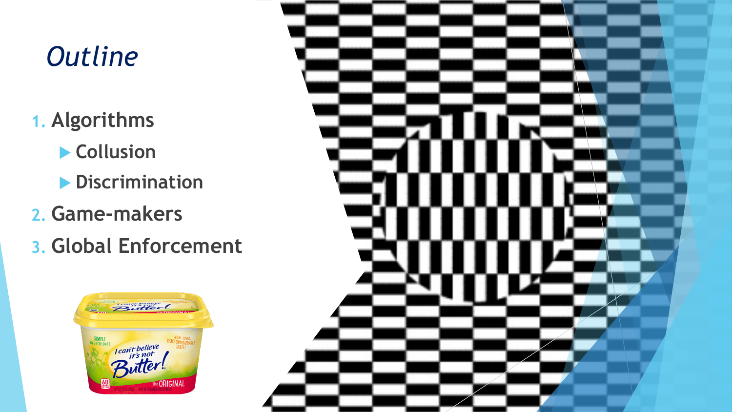# Outline

1. Algorithms
   - Collusion
   - Discrimination
2. Game-makers
3. Global Enforcement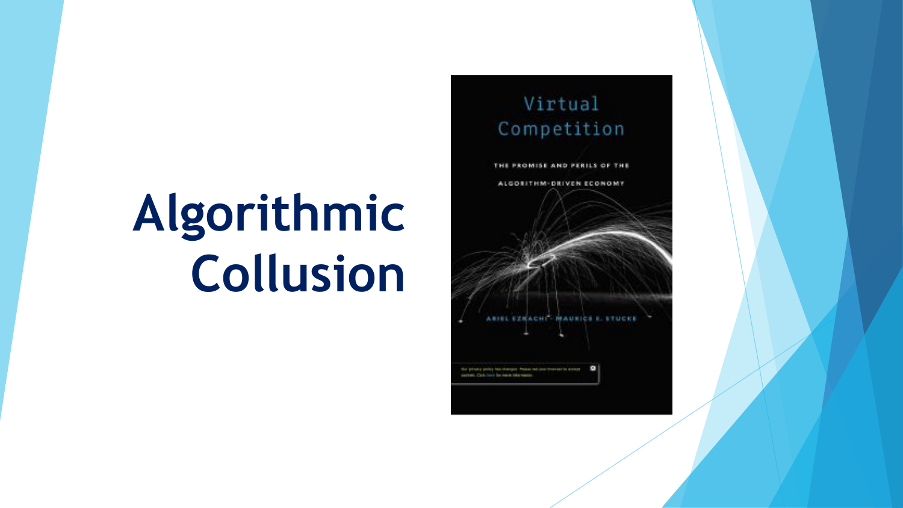# Algorithmic Collusion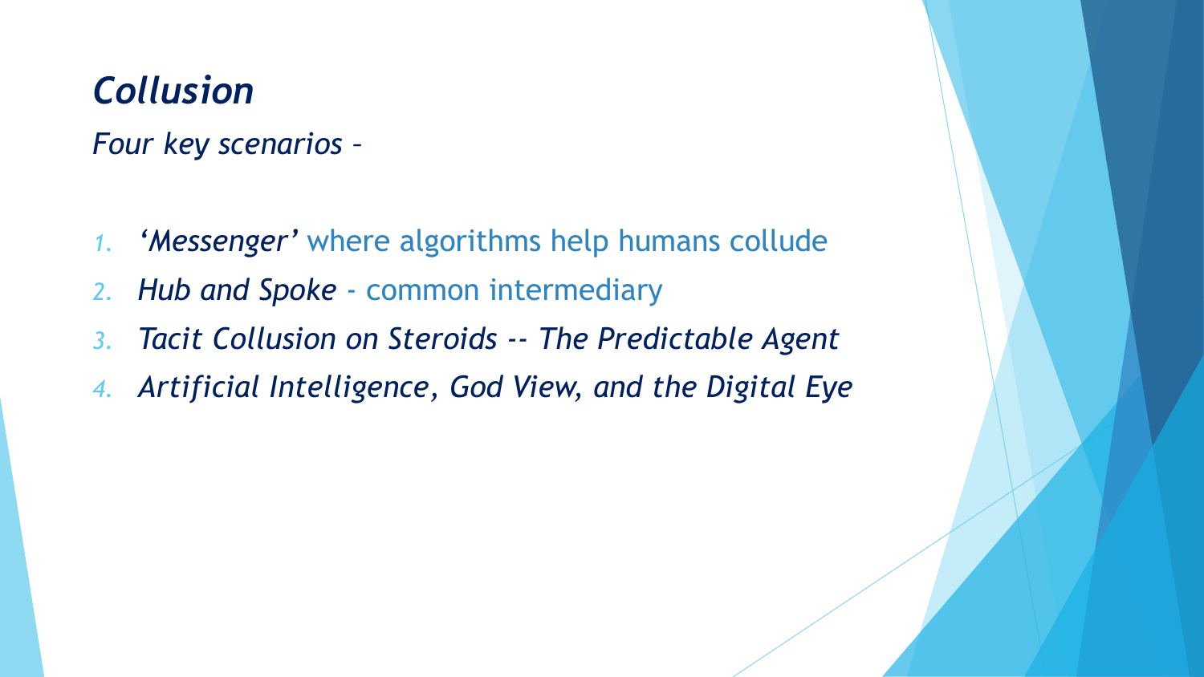# *Collusion*

*Four key scenarios –*

1. *'Messenger'* where algorithms help humans collude
2. *Hub and Spoke* - common intermediary
3. *Tacit Collusion on Steroids -- The Predictable Agent*
4. *Artificial Intelligence, God View, and the Digital Eye*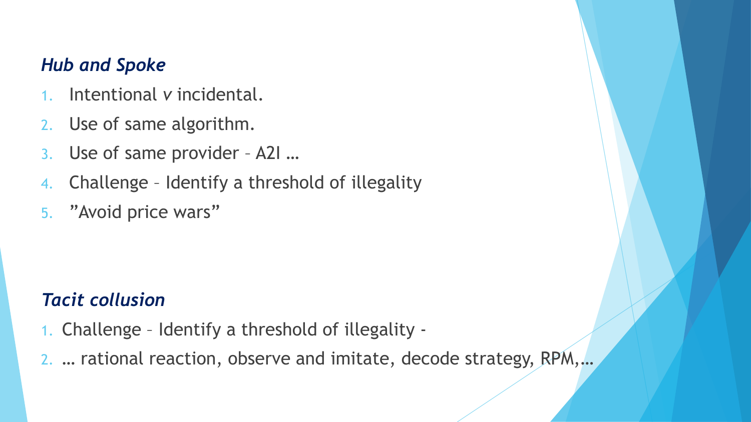*Hub and Spoke*

1. Intentional *v* incidental.
2. Use of same algorithm.
3. Use of same provider – A2I …
4. Challenge – Identify a threshold of illegality
5. ”Avoid price wars”

*Tacit collusion*

1. Challenge – Identify a threshold of illegality -
2. … rational reaction, observe and imitate, decode strategy, RPM,…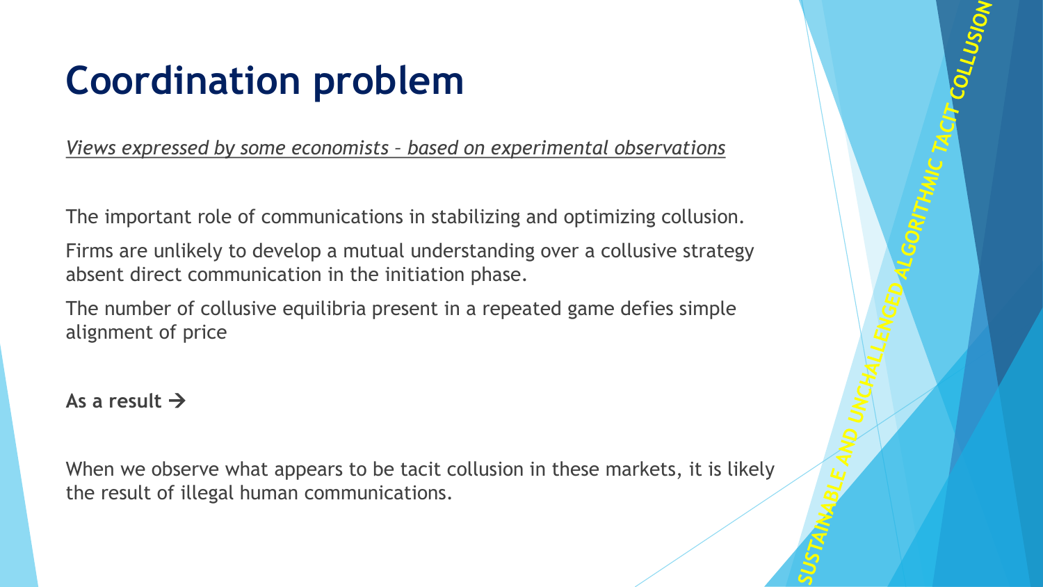# Coordination problem

*Views expressed by some economists – based on experimental observations*

The important role of communications in stabilizing and optimizing collusion.

Firms are unlikely to develop a mutual understanding over a collusive strategy absent direct communication in the initiation phase.

The number of collusive equilibria present in a repeated game defies simple alignment of price

**As a result →**

When we observe what appears to be tacit collusion in these markets, it is likely the result of illegal human communications.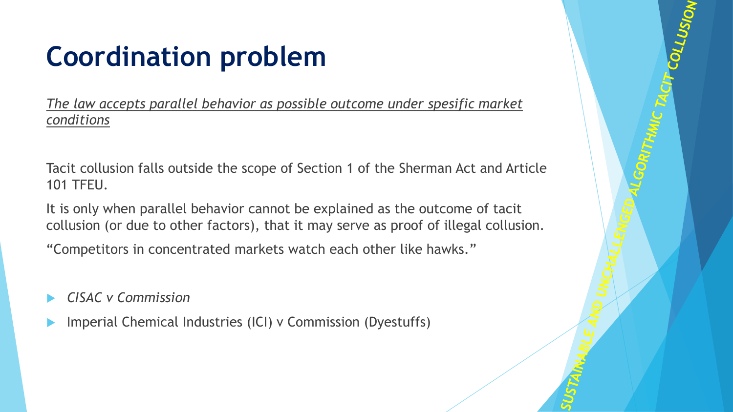# Coordination problem

*The law accepts parallel behavior as possible outcome under spesific market conditions*

Tacit collusion falls outside the scope of Section 1 of the Sherman Act and Article 101 TFEU.

It is only when parallel behavior cannot be explained as the outcome of tacit collusion (or due to other factors), that it may serve as proof of illegal collusion.

“Competitors in concentrated markets watch each other like hawks.”

- *CISAC v Commission*
- Imperial Chemical Industries (ICI) v Commission (Dyestuffs)

SUSTAINABLE AND UNCHALLENGED ALGORITHMIC TACIT COLLUSION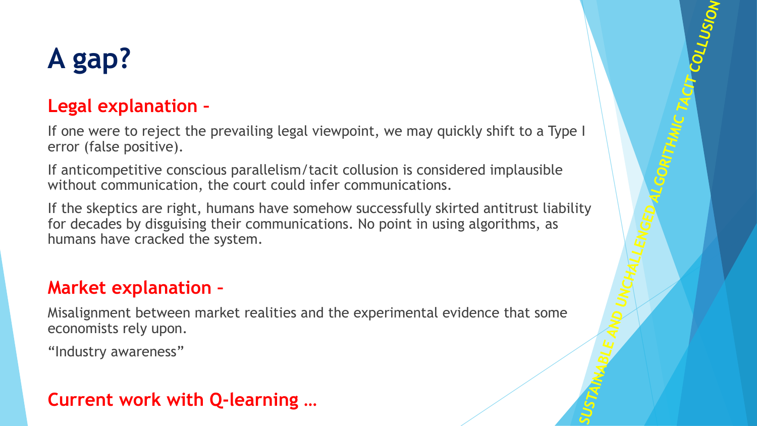# A gap?

## Legal explanation –

If one were to reject the prevailing legal viewpoint, we may quickly shift to a Type I error (false positive).

If anticompetitive conscious parallelism/tacit collusion is considered implausible without communication, the court could infer communications.

If the skeptics are right, humans have somehow successfully skirted antitrust liability for decades by disguising their communications. No point in using algorithms, as humans have cracked the system.

## Market explanation –

Misalignment between market realities and the experimental evidence that some economists rely upon.

"Industry awareness"

## Current work with Q-learning …

*SUSTAINABLE AND UNCHALLENGED ALGORITHMIC TACIT COLLUSION*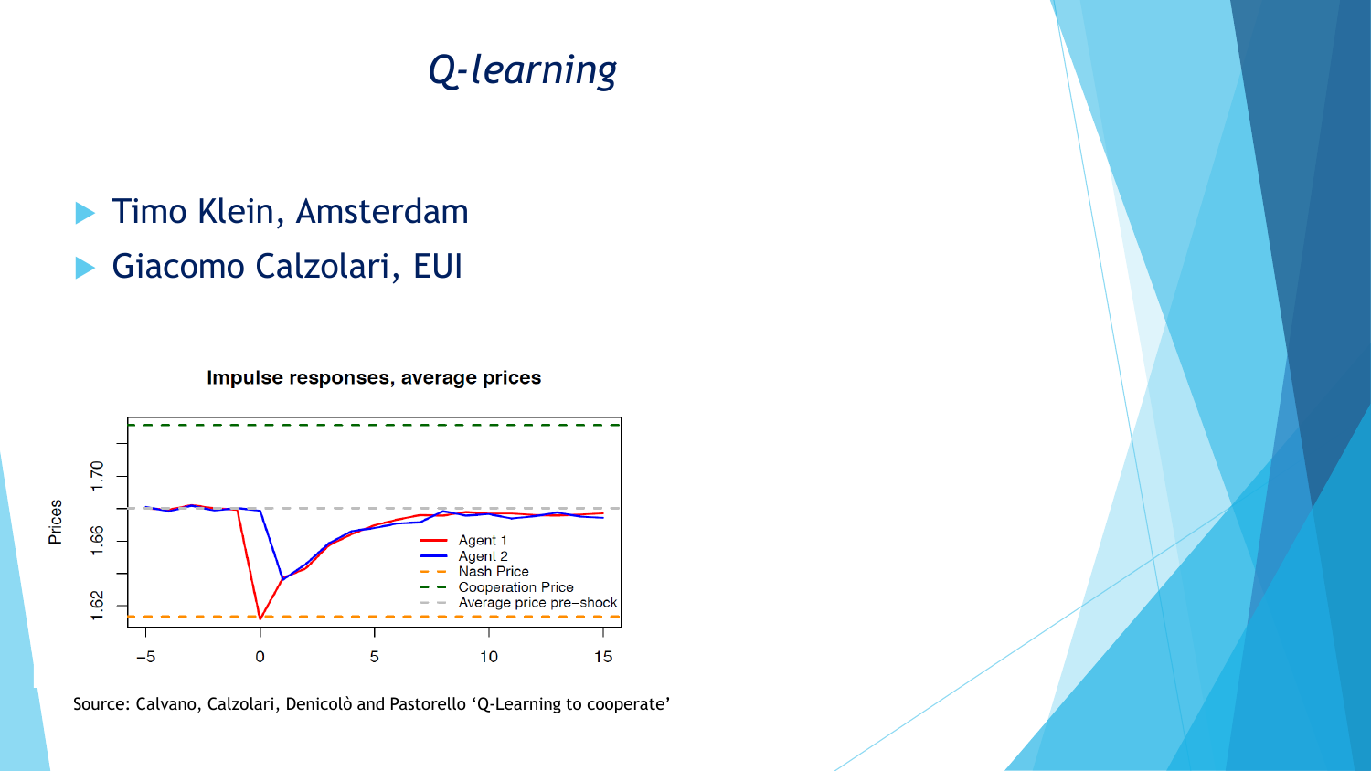# *Q-learning*

- Timo Klein, Amsterdam
- Giacomo Calzolari, EUI

**Impulse responses, average prices**

Source: Calvano, Calzolari, Denicolò and Pastorello 'Q-Learning to cooperate'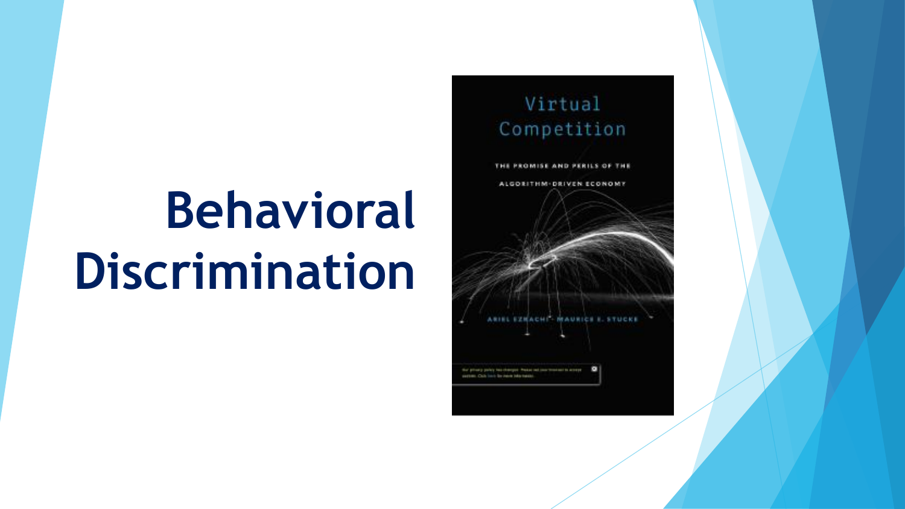# Behavioral Discrimination

Virtual Competition

THE PROMISE AND PERILS OF THE ALGORITHM-DRIVEN ECONOMY

ARIEL EZRACHI · MAURICE E. STUCKE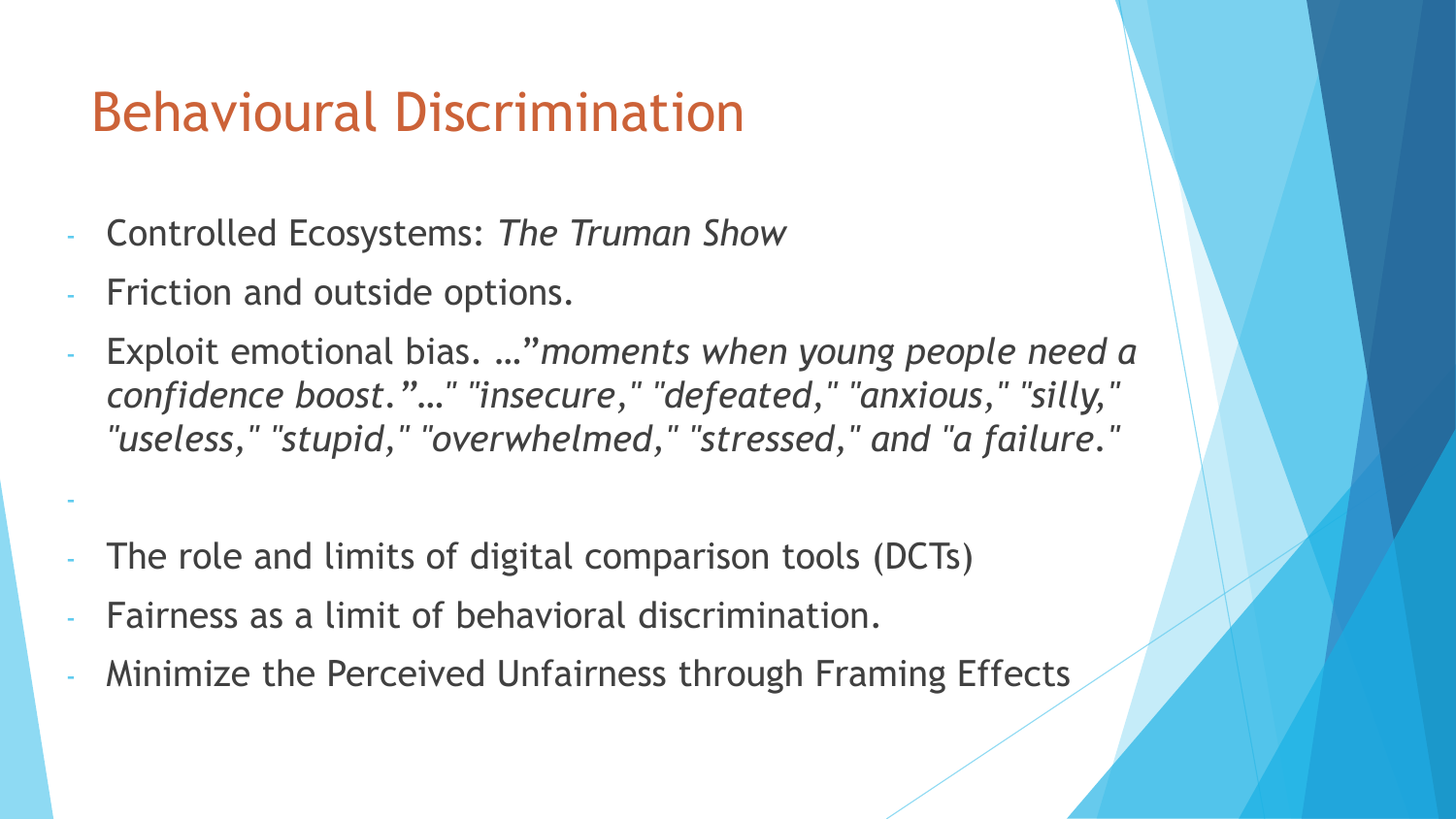# Behavioural Discrimination

- Controlled Ecosystems: *The Truman Show*
- Friction and outside options.
- Exploit emotional bias. …"*moments when young people need a confidence boost.*"…" *"insecure," "defeated," "anxious," "silly," "useless," "stupid," "overwhelmed," "stressed," and "a failure."*
-
- The role and limits of digital comparison tools (DCTs)
- Fairness as a limit of behavioral discrimination.
- Minimize the Perceived Unfairness through Framing Effects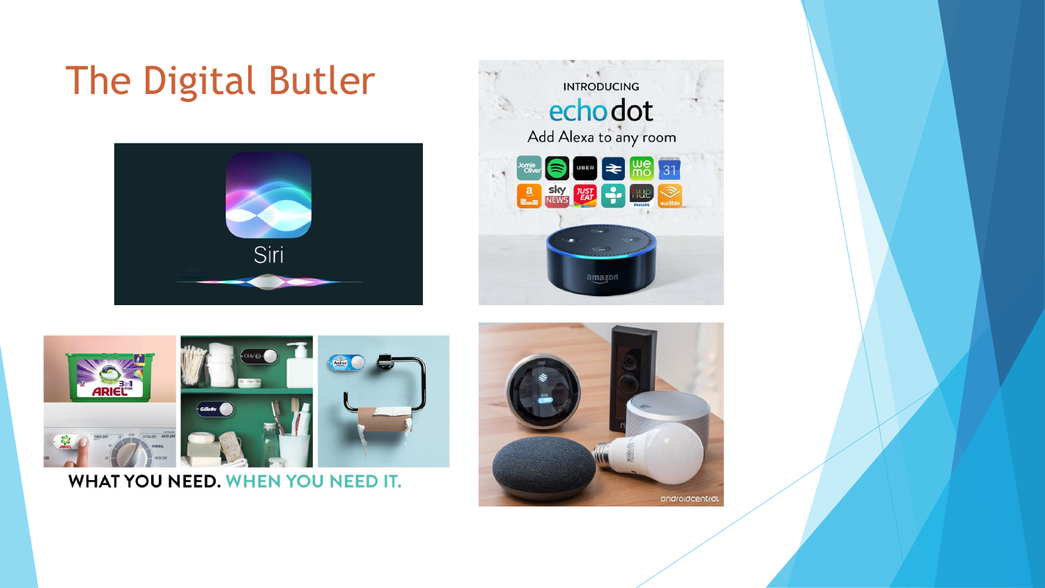# The Digital Butler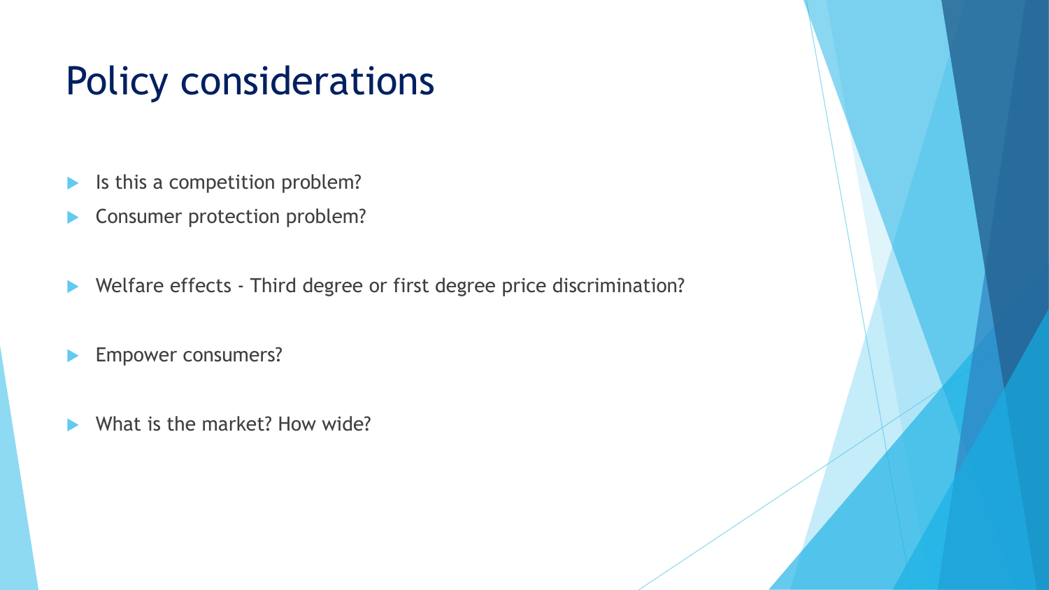# Policy considerations

- Is this a competition problem?
- Consumer protection problem?
- Welfare effects - Third degree or first degree price discrimination?
- Empower consumers?
- What is the market? How wide?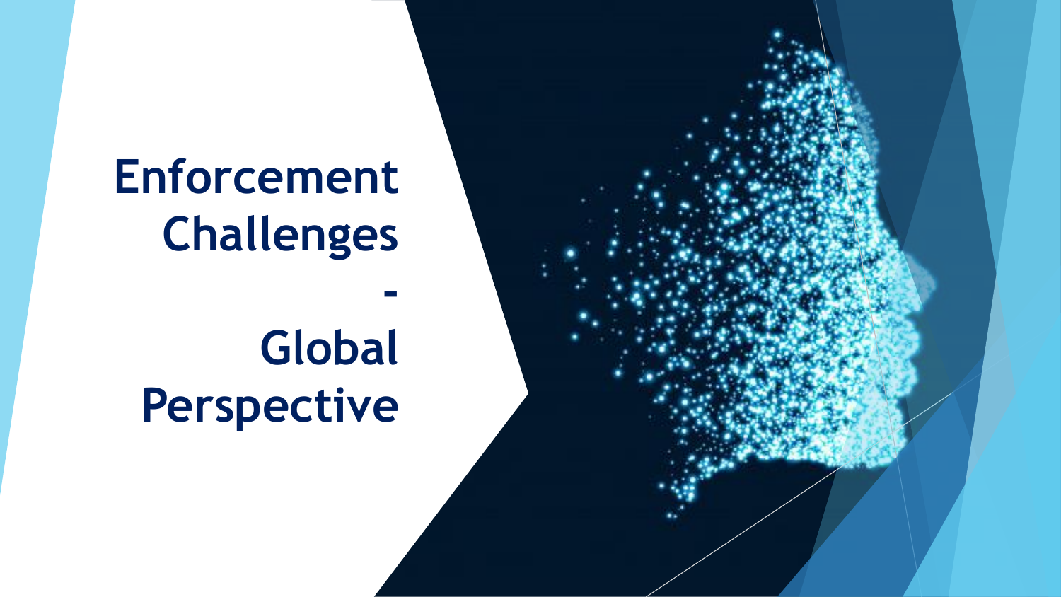# Enforcement Challenges - Global Perspective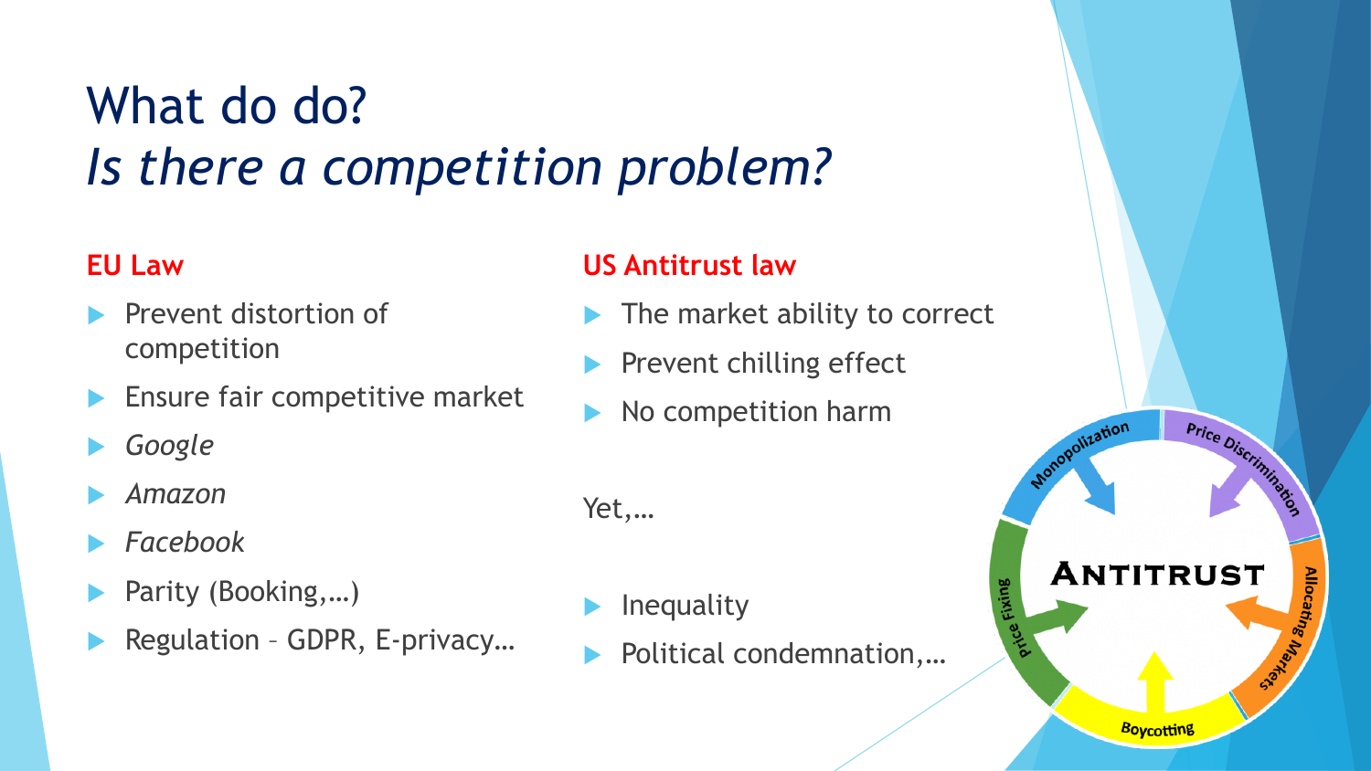# What do do?
## *Is there a competition problem?*

**EU Law**

- Prevent distortion of competition
- Ensure fair competitive market
- *Google*
- *Amazon*
- *Facebook*
- Parity (Booking,…)
- Regulation – GDPR, E-privacy…

**US Antitrust law**

- The market ability to correct
- Prevent chilling effect
- No competition harm

Yet,…

- Inequality
- Political condemnation,…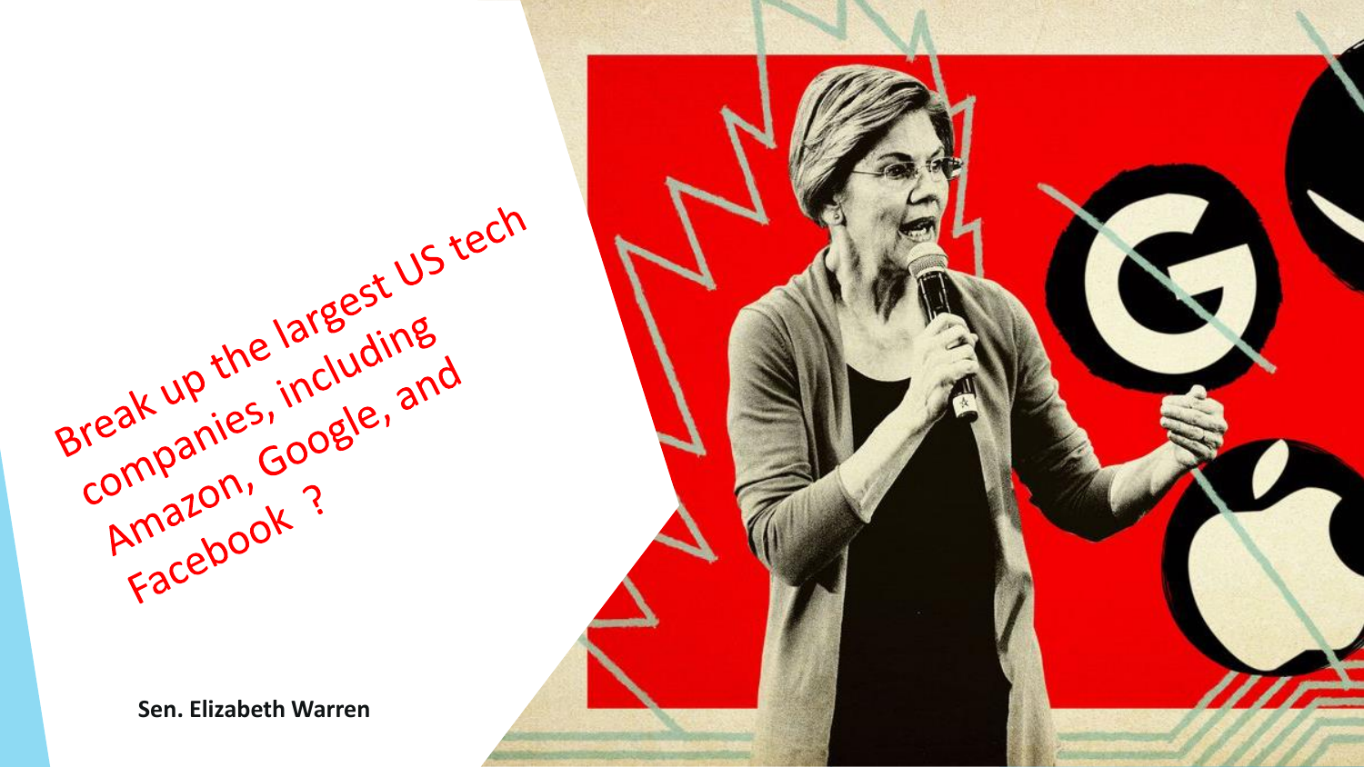Break up the largest US tech companies, including Amazon, Google, and Facebook ?

**Sen. Elizabeth Warren**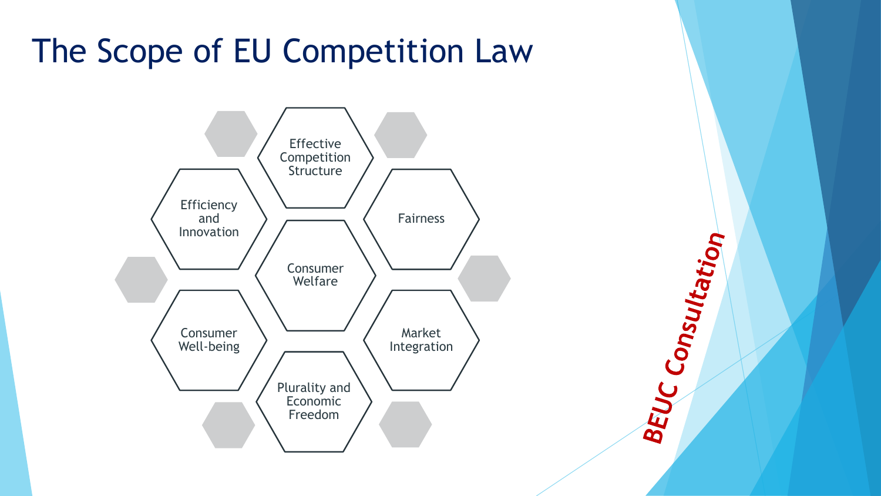# The Scope of EU Competition Law

Effective Competition Structure

Efficiency and Innovation

Fairness

Consumer Welfare

Consumer Well-being

Market Integration

Plurality and Economic Freedom

BEUC Consultation